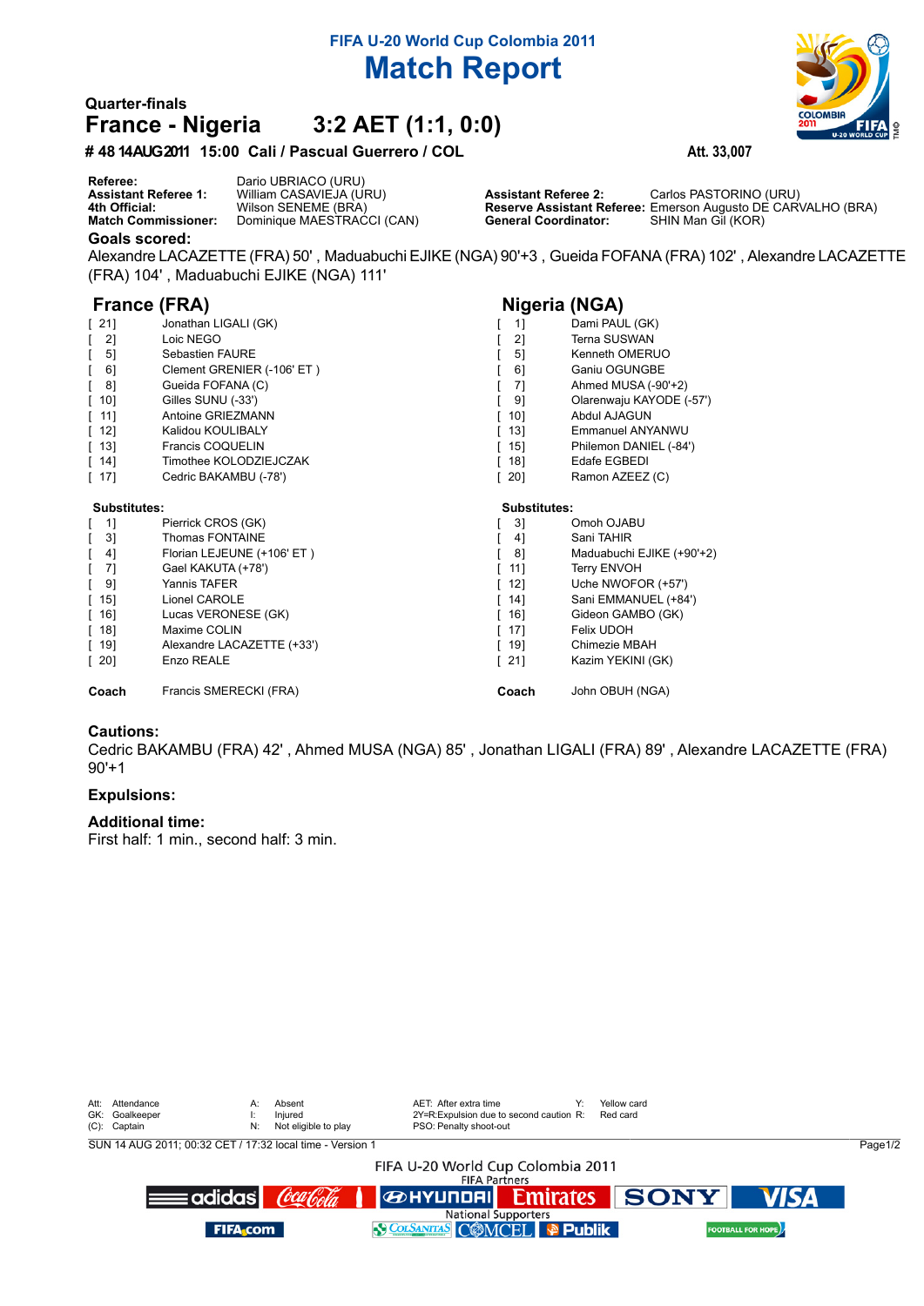**FIFA U-20 World Cup Colombia 2011**

# Match Report

**Quarter-finals**

## France - Nigeria 3:2 AET (1:1, 0:0)

**# 48 14AUG2011 15:00 Cali / Pascual Guerrero / COL** **Att. 33,007**

| | | | |
|---|---|---|---|
| **Referee:** | Dario UBRIACO (URU) | | |
| **Assistant Referee 1:** | William CASAVIEJA (URU) | **Assistant Referee 2:** | Carlos PASTORINO (URU) |
| **4th Official:** | Wilson SENEME (BRA) | **Reserve Assistant Referee:** | Emerson Augusto DE CARVALHO (BRA) |
| **Match Commissioner:** | Dominique MAESTRACCI (CAN) | **General Coordinator:** | SHIN Man Gil (KOR) |

### Goals scored:

Alexandre LACAZETTE (FRA) 50' , Maduabuchi EJIKE (NGA) 90'+3 , Gueida FOFANA (FRA) 102' , Alexandre LACAZETTE (FRA) 104' , Maduabuchi EJIKE (NGA) 111'

### France (FRA)

| | |
|---|---|
| [ 21] | Jonathan LIGALI (GK) |
| [ 2] | Loic NEGO |
| [ 5] | Sebastien FAURE |
| [ 6] | Clement GRENIER (-106' ET ) |
| [ 8] | Gueida FOFANA (C) |
| [ 10] | Gilles SUNU (-33') |
| [ 11] | Antoine GRIEZMANN |
| [ 12] | Kalidou KOULIBALY |
| [ 13] | Francis COQUELIN |
| [ 14] | Timothee KOLODZIEJCZAK |
| [ 17] | Cedric BAKAMBU (-78') |

**Substitutes:**

| | |
|---|---|
| [ 1] | Pierrick CROS (GK) |
| [ 3] | Thomas FONTAINE |
| [ 4] | Florian LEJEUNE (+106' ET ) |
| [ 7] | Gael KAKUTA (+78') |
| [ 9] | Yannis TAFER |
| [ 15] | Lionel CAROLE |
| [ 16] | Lucas VERONESE (GK) |
| [ 18] | Maxime COLIN |
| [ 19] | Alexandre LACAZETTE (+33') |
| [ 20] | Enzo REALE |

**Coach** Francis SMERECKI (FRA)

### Nigeria (NGA)

| | |
|---|---|
| [ 1] | Dami PAUL (GK) |
| [ 2] | Terna SUSWAN |
| [ 5] | Kenneth OMERUO |
| [ 6] | Ganiu OGUNGBE |
| [ 7] | Ahmed MUSA (-90'+2) |
| [ 9] | Olarenwaju KAYODE (-57') |
| [ 10] | Abdul AJAGUN |
| [ 13] | Emmanuel ANYANWU |
| [ 15] | Philemon DANIEL (-84') |
| [ 18] | Edafe EGBEDI |
| [ 20] | Ramon AZEEZ (C) |

**Substitutes:**

| | |
|---|---|
| [ 3] | Omoh OJABU |
| [ 4] | Sani TAHIR |
| [ 8] | Maduabuchi EJIKE (+90'+2) |
| [ 11] | Terry ENVOH |
| [ 12] | Uche NWOFOR (+57') |
| [ 14] | Sani EMMANUEL (+84') |
| [ 16] | Gideon GAMBO (GK) |
| [ 17] | Felix UDOH |
| [ 19] | Chimezie MBAH |
| [ 21] | Kazim YEKINI (GK) |

**Coach** John OBUH (NGA)

### Cautions:

Cedric BAKAMBU (FRA) 42' , Ahmed MUSA (NGA) 85' , Jonathan LIGALI (FRA) 89' , Alexandre LACAZETTE (FRA) 90'+1

### Expulsions:

### Additional time:

First half: 1 min., second half: 3 min.

| | | | |
|---|---|---|---|
| Att: Attendance | A: Absent | AET: After extra time | Y: Yellow card |
| GK: Goalkeeper | I: Injured | 2Y=R:Expulsion due to second caution | R: Red card |
| (C): Captain | N: Not eligible to play | PSO: Penalty shoot-out | |

SUN 14 AUG 2011; 00:32 CET / 17:32 local time - Version 1

FIFA U-20 World Cup Colombia 2011

FIFA Partners

National Supporters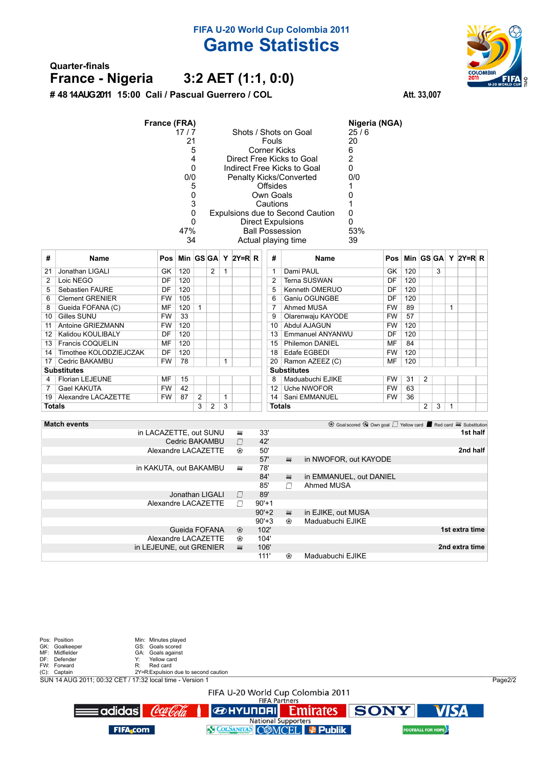FIFA U-20 World Cup Colombia 2011

# Game Statistics

## Quarter-finals

## France - Nigeria 3:2 AET (1:1, 0:0)

**# 48 14AUG2011 15:00 Cali / Pascual Guerrero / COL** **Att. 33,007**

| France (FRA) | | Nigeria (NGA) |
|---|---|---|
| 17 / 7 | Shots / Shots on Goal | 25 / 6 |
| 21 | Fouls | 20 |
| 5 | Corner Kicks | 6 |
| 4 | Direct Free Kicks to Goal | 2 |
| 0 | Indirect Free Kicks to Goal | 0 |
| 0/0 | Penalty Kicks/Converted | 0/0 |
| 5 | Offsides | 1 |
| 0 | Own Goals | 0 |
| 3 | Cautions | 1 |
| 0 | Expulsions due to Second Caution | 0 |
| 0 | Direct Expulsions | 0 |
| 47% | Ball Possession | 53% |
| 34 | Actual playing time | 39 |

| # | Name | Pos | Min | GS | GA | Y | 2Y=R | R |
|---|---|---|---|---|---|---|---|---|
| 21 | Jonathan LIGALI | GK | 120 | | 2 | 1 | | |
| 2 | Loic NEGO | DF | 120 | | | | | |
| 5 | Sebastien FAURE | DF | 120 | | | | | |
| 6 | Clement GRENIER | FW | 105 | | | | | |
| 8 | Gueida FOFANA (C) | MF | 120 | 1 | | | | |
| 10 | Gilles SUNU | FW | 33 | | | | | |
| 11 | Antoine GRIEZMANN | FW | 120 | | | | | |
| 12 | Kalidou KOULIBALY | DF | 120 | | | | | |
| 13 | Francis COQUELIN | MF | 120 | | | | | |
| 14 | Timothee KOLODZIEJCZAK | DF | 120 | | | | | |
| 17 | Cedric BAKAMBU | FW | 78 | | | 1 | | |
| **Substitutes** | | | | | | | | |
| 4 | Florian LEJEUNE | MF | 15 | | | | | |
| 7 | Gael KAKUTA | FW | 42 | | | | | |
| 19 | Alexandre LACAZETTE | FW | 87 | 2 | | 1 | | |
| **Totals** | | | | 3 | 2 | 3 | | |

| # | Name | Pos | Min | GS | GA | Y | 2Y=R | R |
|---|---|---|---|---|---|---|---|---|
| 1 | Dami PAUL | GK | 120 | | 3 | | | |
| 2 | Terna SUSWAN | DF | 120 | | | | | |
| 5 | Kenneth OMERUO | DF | 120 | | | | | |
| 6 | Ganiu OGUNGBE | DF | 120 | | | | | |
| 7 | Ahmed MUSA | FW | 89 | | | 1 | | |
| 9 | Olarenwaju KAYODE | FW | 57 | | | | | |
| 10 | Abdul AJAGUN | FW | 120 | | | | | |
| 13 | Emmanuel ANYANWU | DF | 120 | | | | | |
| 15 | Philemon DANIEL | MF | 84 | | | | | |
| 18 | Edafe EGBEDI | FW | 120 | | | | | |
| 20 | Ramon AZEEZ (C) | MF | 120 | | | | | |
| **Substitutes** | | | | | | | | |
| 8 | Maduabuchi EJIKE | FW | 31 | 2 | | | | |
| 12 | Uche NWOFOR | FW | 63 | | | | | |
| 14 | Sani EMMANUEL | FW | 36 | | | | | |
| **Totals** | | | | 2 | 3 | 1 | | |

**Match events** (Goal scored / Own goal / Yellow card / Red card / Substitution)

| France | | Min | | Nigeria | Period |
|---|---|---|---|---|---|
| in LACAZETTE, out SUNU | Substitution | 33' | | | 1st half |
| Cedric BAKAMBU | Yellow card | 42' | | | |
| Alexandre LACAZETTE | Goal scored | 50' | | | 2nd half |
| | | 57' | Substitution | in NWOFOR, out KAYODE | |
| in KAKUTA, out BAKAMBU | Substitution | 78' | | | |
| | | 84' | Substitution | in EMMANUEL, out DANIEL | |
| | | 85' | Yellow card | Ahmed MUSA | |
| Jonathan LIGALI | Yellow card | 89' | | | |
| Alexandre LACAZETTE | Yellow card | 90'+1 | | | |
| | | 90'+2 | Substitution | in EJIKE, out MUSA | |
| | | 90'+3 | Goal scored | Maduabuchi EJIKE | |
| Gueida FOFANA | Goal scored | 102' | | | 1st extra time |
| Alexandre LACAZETTE | Goal scored | 104' | | | |
| in LEJEUNE, out GRENIER | Substitution | 106' | | | 2nd extra time |
| | | 111' | Goal scored | Maduabuchi EJIKE | |

Pos: Position
GK: Goalkeeper
MF: Midfielder
DF: Defender
FW: Forward
(C): Captain

Min: Minutes played
GS: Goals scored
GA: Goals against
Y: Yellow card
R: Red card
2Y=R:Expulsion due to second caution

SUN 14 AUG 2011; 00:32 CET / 17:32 local time - Version 1

FIFA U-20 World Cup Colombia 2011
FIFA Partners: adidas, Coca-Cola, Hyundai, Emirates, Sony, Visa
National Supporters: ColSanitas, Comcel, Publik
FIFA.com
Football for Hope